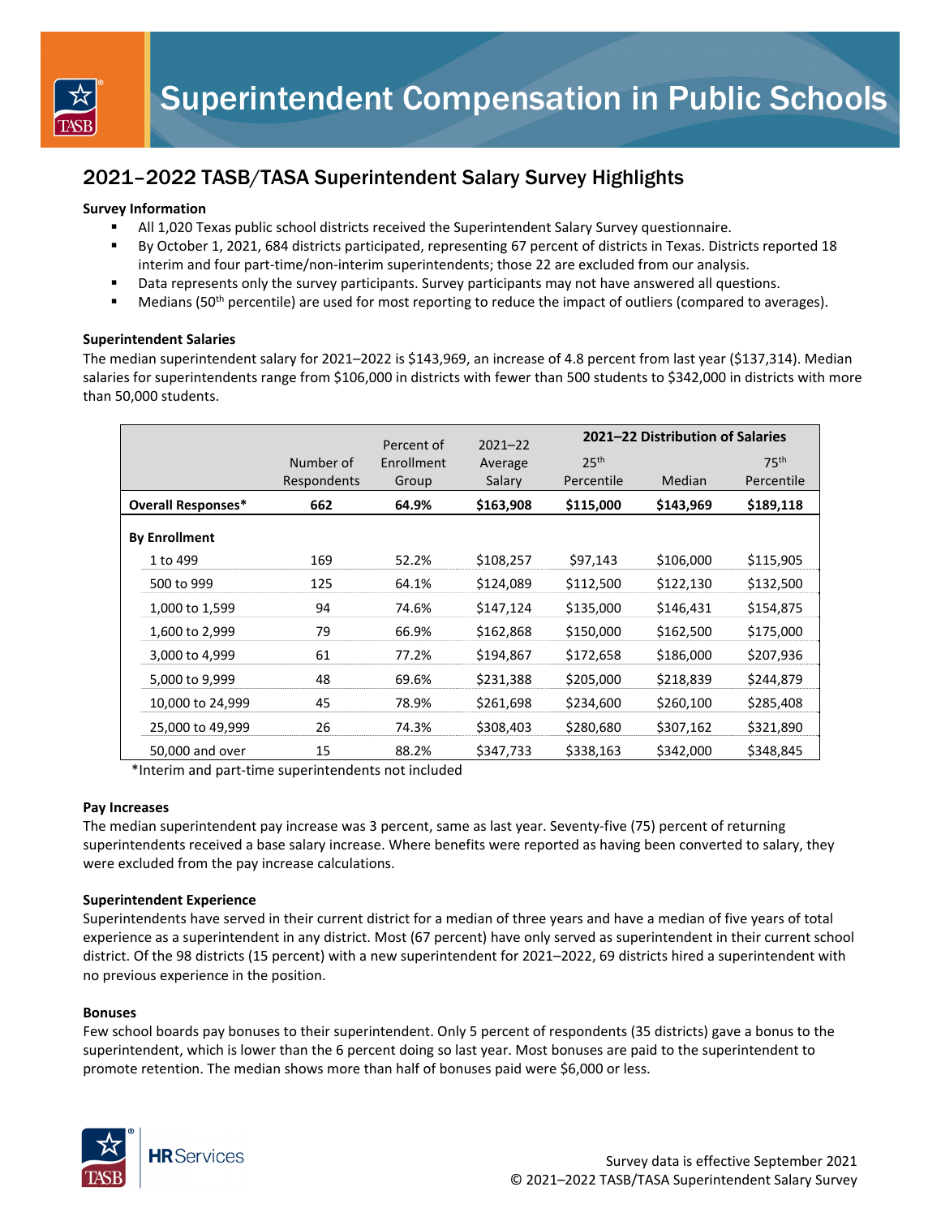# Superintendent Compensation in Public Schools

## 2021–2022 TASB/TASA Superintendent Salary Survey Highlights

**Survey Information**

- All 1,020 Texas public school districts received the Superintendent Salary Survey questionnaire.
- By October 1, 2021, 684 districts participated, representing 67 percent of districts in Texas. Districts reported 18 interim and four part-time/non-interim superintendents; those 22 are excluded from our analysis.
- Data represents only the survey participants. Survey participants may not have answered all questions.
- Medians (50th percentile) are used for most reporting to reduce the impact of outliers (compared to averages).

**Superintendent Salaries**

The median superintendent salary for 2021–2022 is $143,969, an increase of 4.8 percent from last year ($137,314). Median salaries for superintendents range from $106,000 in districts with fewer than 500 students to $342,000 in districts with more than 50,000 students.

| | Number of Respondents | Percent of Enrollment Group | 2021–22 Average Salary | 2021–22 Distribution of Salaries | | |
|---|---|---|---|---|---|---|
| | | | | 25th Percentile | Median | 75th Percentile |
| **Overall Responses*** | **662** | **64.9%** | **$163,908** | **$115,000** | **$143,969** | **$189,118** |
| **By Enrollment** | | | | | | |
| 1 to 499 | 169 | 52.2% | $108,257 | $97,143 | $106,000 | $115,905 |
| 500 to 999 | 125 | 64.1% | $124,089 | $112,500 | $122,130 | $132,500 |
| 1,000 to 1,599 | 94 | 74.6% | $147,124 | $135,000 | $146,431 | $154,875 |
| 1,600 to 2,999 | 79 | 66.9% | $162,868 | $150,000 | $162,500 | $175,000 |
| 3,000 to 4,999 | 61 | 77.2% | $194,867 | $172,658 | $186,000 | $207,936 |
| 5,000 to 9,999 | 48 | 69.6% | $231,388 | $205,000 | $218,839 | $244,879 |
| 10,000 to 24,999 | 45 | 78.9% | $261,698 | $234,600 | $260,100 | $285,408 |
| 25,000 to 49,999 | 26 | 74.3% | $308,403 | $280,680 | $307,162 | $321,890 |
| 50,000 and over | 15 | 88.2% | $347,733 | $338,163 | $342,000 | $348,845 |

*Interim and part-time superintendents not included

**Pay Increases**

The median superintendent pay increase was 3 percent, same as last year. Seventy-five (75) percent of returning superintendents received a base salary increase. Where benefits were reported as having been converted to salary, they were excluded from the pay increase calculations.

**Superintendent Experience**

Superintendents have served in their current district for a median of three years and have a median of five years of total experience as a superintendent in any district. Most (67 percent) have only served as superintendent in their current school district. Of the 98 districts (15 percent) with a new superintendent for 2021–2022, 69 districts hired a superintendent with no previous experience in the position.

**Bonuses**

Few school boards pay bonuses to their superintendent. Only 5 percent of respondents (35 districts) gave a bonus to the superintendent, which is lower than the 6 percent doing so last year. Most bonuses are paid to the superintendent to promote retention. The median shows more than half of bonuses paid were $6,000 or less.

Survey data is effective September 2021
© 2021–2022 TASB/TASA Superintendent Salary Survey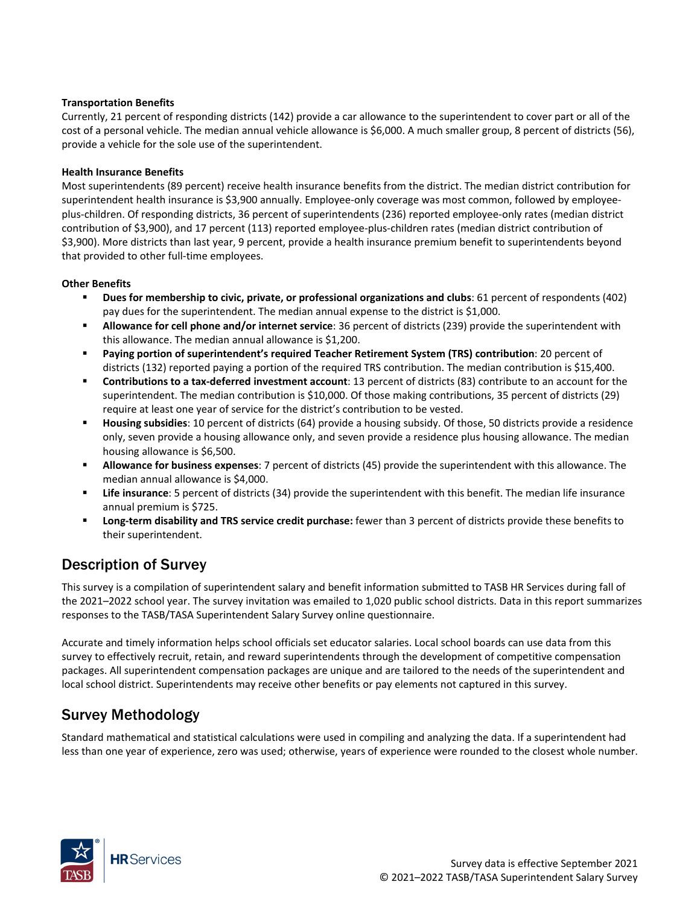**Transportation Benefits**
Currently, 21 percent of responding districts (142) provide a car allowance to the superintendent to cover part or all of the cost of a personal vehicle. The median annual vehicle allowance is $6,000. A much smaller group, 8 percent of districts (56), provide a vehicle for the sole use of the superintendent.

**Health Insurance Benefits**
Most superintendents (89 percent) receive health insurance benefits from the district. The median district contribution for superintendent health insurance is $3,900 annually. Employee-only coverage was most common, followed by employee-plus-children. Of responding districts, 36 percent of superintendents (236) reported employee-only rates (median district contribution of $3,900), and 17 percent (113) reported employee-plus-children rates (median district contribution of $3,900). More districts than last year, 9 percent, provide a health insurance premium benefit to superintendents beyond that provided to other full-time employees.

**Other Benefits**

- **Dues for membership to civic, private, or professional organizations and clubs**: 61 percent of respondents (402) pay dues for the superintendent. The median annual expense to the district is $1,000.
- **Allowance for cell phone and/or internet service**: 36 percent of districts (239) provide the superintendent with this allowance. The median annual allowance is $1,200.
- **Paying portion of superintendent's required Teacher Retirement System (TRS) contribution**: 20 percent of districts (132) reported paying a portion of the required TRS contribution. The median contribution is $15,400.
- **Contributions to a tax-deferred investment account**: 13 percent of districts (83) contribute to an account for the superintendent. The median contribution is $10,000. Of those making contributions, 35 percent of districts (29) require at least one year of service for the district's contribution to be vested.
- **Housing subsidies**: 10 percent of districts (64) provide a housing subsidy. Of those, 50 districts provide a residence only, seven provide a housing allowance only, and seven provide a residence plus housing allowance. The median housing allowance is $6,500.
- **Allowance for business expenses**: 7 percent of districts (45) provide the superintendent with this allowance. The median annual allowance is $4,000.
- **Life insurance**: 5 percent of districts (34) provide the superintendent with this benefit. The median life insurance annual premium is $725.
- **Long-term disability and TRS service credit purchase:** fewer than 3 percent of districts provide these benefits to their superintendent.

## Description of Survey

This survey is a compilation of superintendent salary and benefit information submitted to TASB HR Services during fall of the 2021–2022 school year. The survey invitation was emailed to 1,020 public school districts. Data in this report summarizes responses to the TASB/TASA Superintendent Salary Survey online questionnaire.

Accurate and timely information helps school officials set educator salaries. Local school boards can use data from this survey to effectively recruit, retain, and reward superintendents through the development of competitive compensation packages. All superintendent compensation packages are unique and are tailored to the needs of the superintendent and local school district. Superintendents may receive other benefits or pay elements not captured in this survey.

## Survey Methodology

Standard mathematical and statistical calculations were used in compiling and analyzing the data. If a superintendent had less than one year of experience, zero was used; otherwise, years of experience were rounded to the closest whole number.